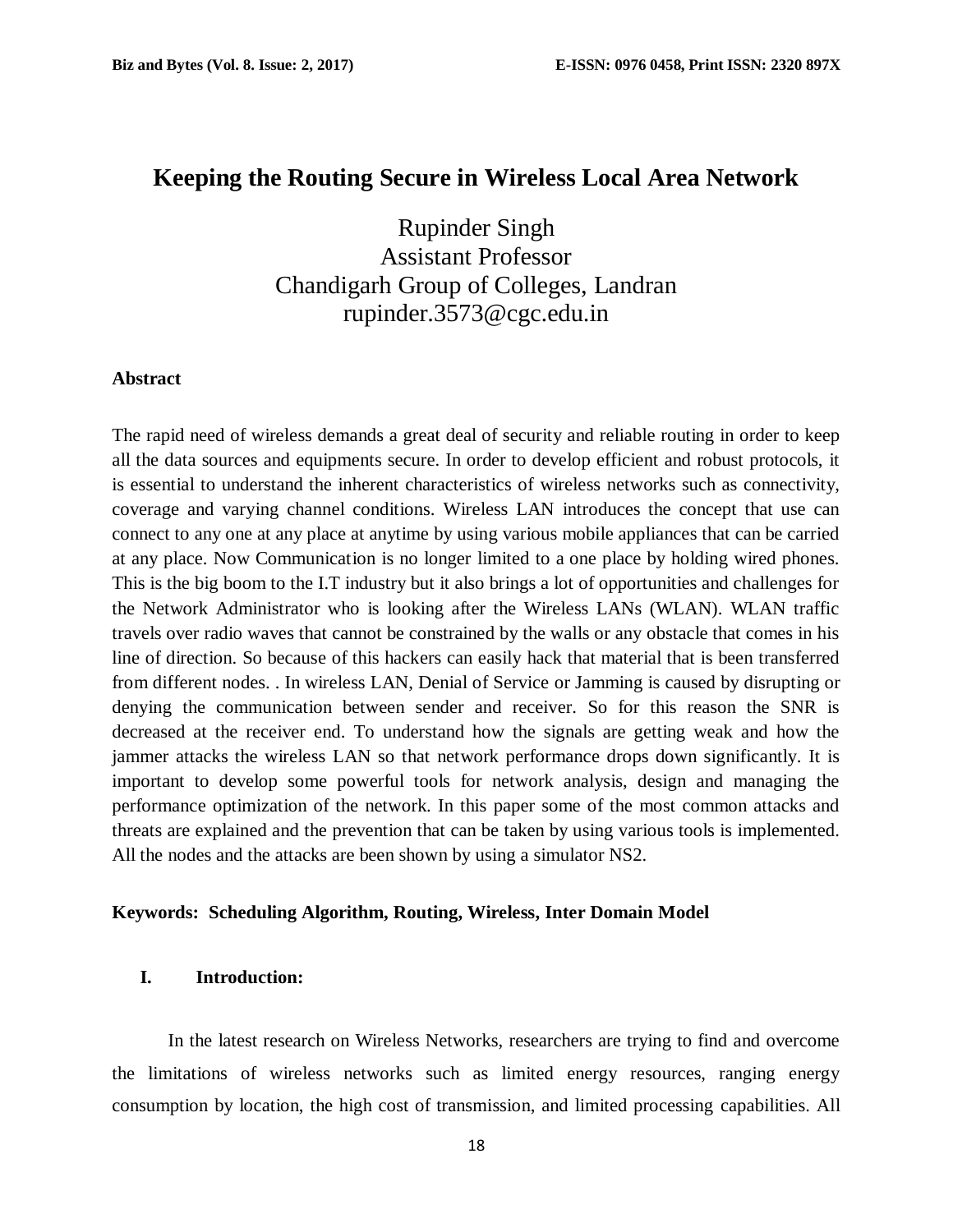# Keeping the Routing Secure in Wireless Local Area Network

Rupinder Singh
Assistant Professor
Chandigarh Group of Colleges, Landran
rupinder.3573@cgc.edu.in

**Abstract**

The rapid need of wireless demands a great deal of security and reliable routing in order to keep all the data sources and equipments secure. In order to develop efficient and robust protocols, it is essential to understand the inherent characteristics of wireless networks such as connectivity, coverage and varying channel conditions. Wireless LAN introduces the concept that use can connect to any one at any place at anytime by using various mobile appliances that can be carried at any place. Now Communication is no longer limited to a one place by holding wired phones. This is the big boom to the I.T industry but it also brings a lot of opportunities and challenges for the Network Administrator who is looking after the Wireless LANs (WLAN). WLAN traffic travels over radio waves that cannot be constrained by the walls or any obstacle that comes in his line of direction. So because of this hackers can easily hack that material that is been transferred from different nodes. . In wireless LAN, Denial of Service or Jamming is caused by disrupting or denying the communication between sender and receiver. So for this reason the SNR is decreased at the receiver end. To understand how the signals are getting weak and how the jammer attacks the wireless LAN so that network performance drops down significantly. It is important to develop some powerful tools for network analysis, design and managing the performance optimization of the network. In this paper some of the most common attacks and threats are explained and the prevention that can be taken by using various tools is implemented. All the nodes and the attacks are been shown by using a simulator NS2.

**Keywords: Scheduling Algorithm, Routing, Wireless, Inter Domain Model**

## I. Introduction:

In the latest research on Wireless Networks, researchers are trying to find and overcome the limitations of wireless networks such as limited energy resources, ranging energy consumption by location, the high cost of transmission, and limited processing capabilities. All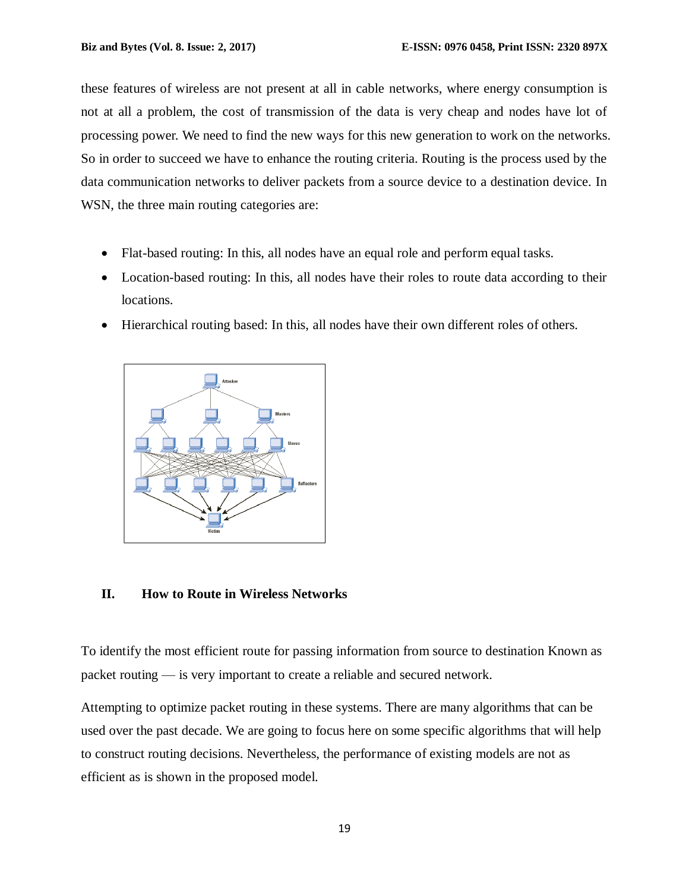these features of wireless are not present at all in cable networks, where energy consumption is not at all a problem, the cost of transmission of the data is very cheap and nodes have lot of processing power. We need to find the new ways for this new generation to work on the networks. So in order to succeed we have to enhance the routing criteria. Routing is the process used by the data communication networks to deliver packets from a source device to a destination device. In WSN, the three main routing categories are:

- Flat-based routing: In this, all nodes have an equal role and perform equal tasks.
- Location-based routing: In this, all nodes have their roles to route data according to their locations.
- Hierarchical routing based: In this, all nodes have their own different roles of others.

## II. How to Route in Wireless Networks

To identify the most efficient route for passing information from source to destination Known as packet routing — is very important to create a reliable and secured network.

Attempting to optimize packet routing in these systems. There are many algorithms that can be used over the past decade. We are going to focus here on some specific algorithms that will help to construct routing decisions. Nevertheless, the performance of existing models are not as efficient as is shown in the proposed model.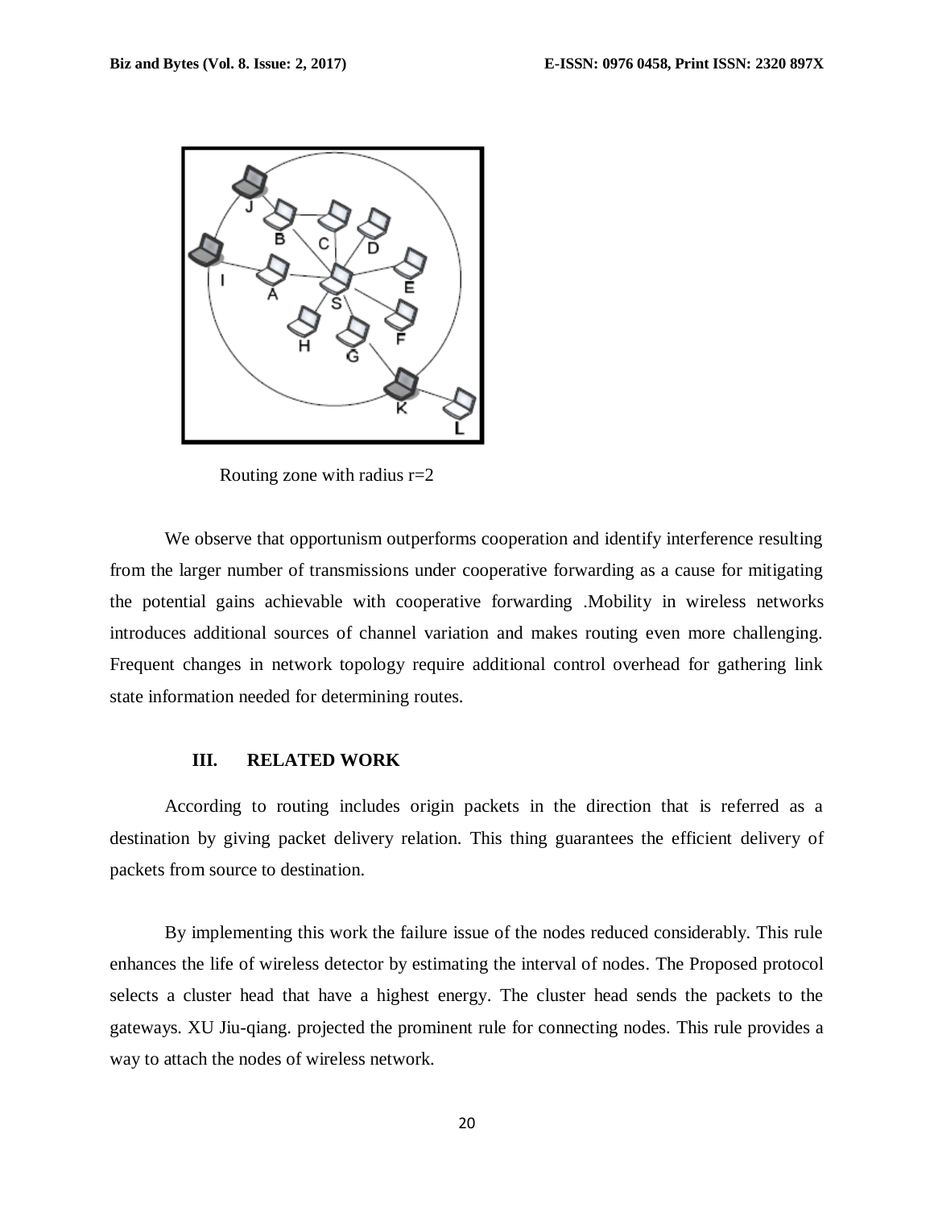Routing zone with radius r=2

We observe that opportunism outperforms cooperation and identify interference resulting from the larger number of transmissions under cooperative forwarding as a cause for mitigating the potential gains achievable with cooperative forwarding .Mobility in wireless networks introduces additional sources of channel variation and makes routing even more challenging. Frequent changes in network topology require additional control overhead for gathering link state information needed for determining routes.

## III. RELATED WORK

According to routing includes origin packets in the direction that is referred as a destination by giving packet delivery relation. This thing guarantees the efficient delivery of packets from source to destination.

By implementing this work the failure issue of the nodes reduced considerably. This rule enhances the life of wireless detector by estimating the interval of nodes. The Proposed protocol selects a cluster head that have a highest energy. The cluster head sends the packets to the gateways. XU Jiu-qiang. projected the prominent rule for connecting nodes. This rule provides a way to attach the nodes of wireless network.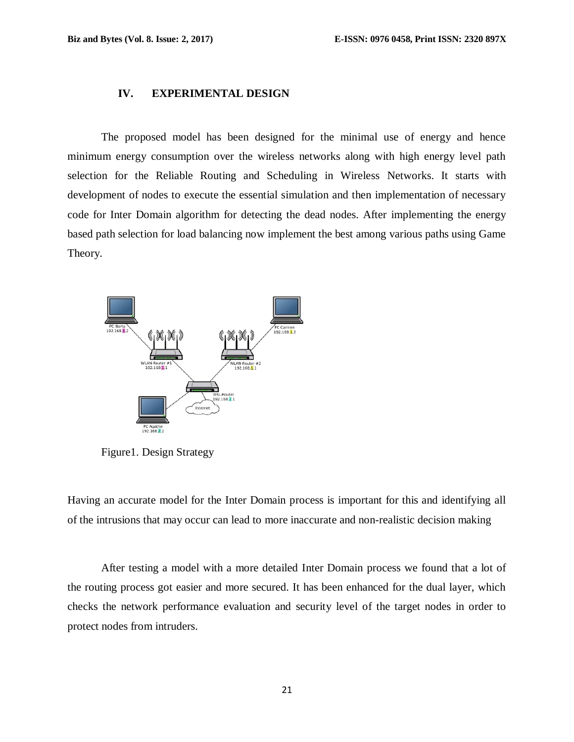## IV. EXPERIMENTAL DESIGN

The proposed model has been designed for the minimal use of energy and hence minimum energy consumption over the wireless networks along with high energy level path selection for the Reliable Routing and Scheduling in Wireless Networks. It starts with development of nodes to execute the essential simulation and then implementation of necessary code for Inter Domain algorithm for detecting the dead nodes. After implementing the energy based path selection for load balancing now implement the best among various paths using Game Theory.

Figure1. Design Strategy

Having an accurate model for the Inter Domain process is important for this and identifying all of the intrusions that may occur can lead to more inaccurate and non-realistic decision making

After testing a model with a more detailed Inter Domain process we found that a lot of the routing process got easier and more secured. It has been enhanced for the dual layer, which checks the network performance evaluation and security level of the target nodes in order to protect nodes from intruders.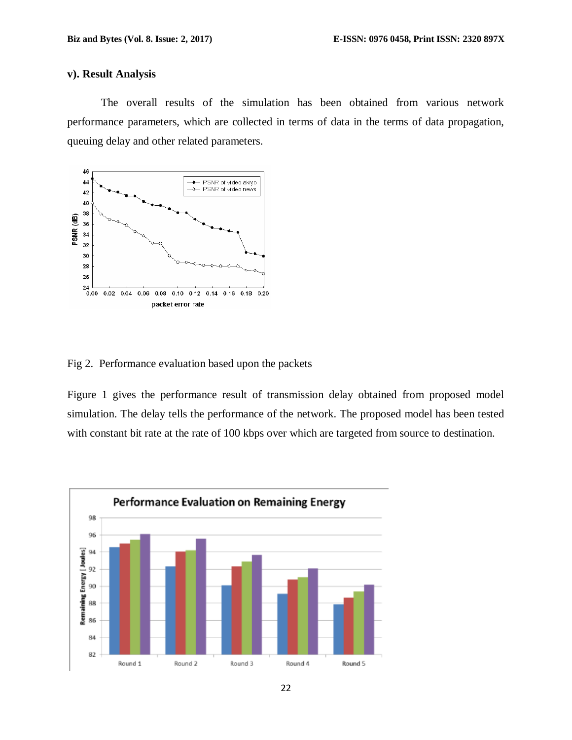### v). Result Analysis

The overall results of the simulation has been obtained from various network performance parameters, which are collected in terms of data in the terms of data propagation, queuing delay and other related parameters.

Fig 2. Performance evaluation based upon the packets

Figure 1 gives the performance result of transmission delay obtained from proposed model simulation. The delay tells the performance of the network. The proposed model has been tested with constant bit rate at the rate of 100 kbps over which are targeted from source to destination.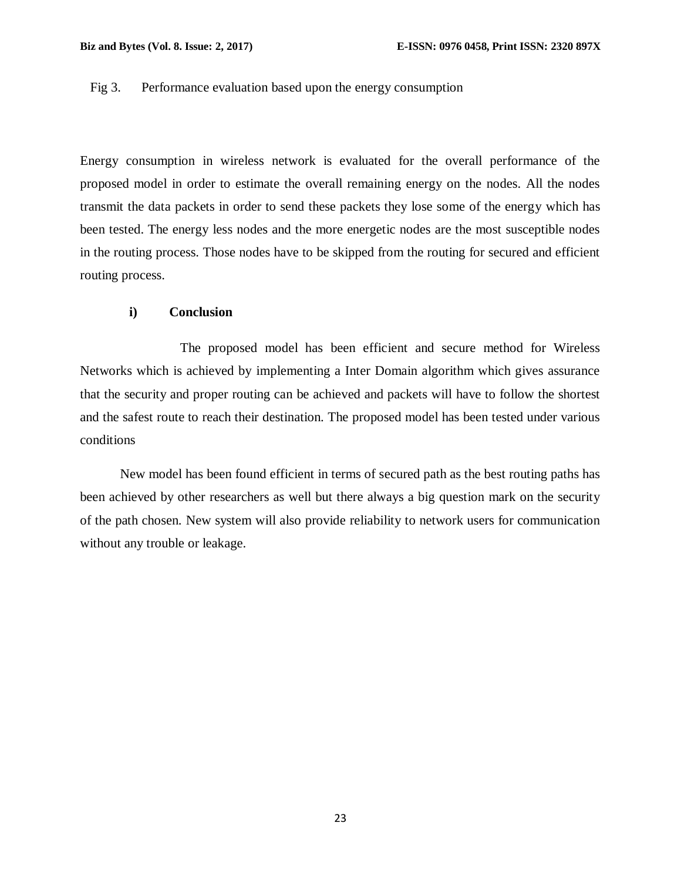Fig 3. Performance evaluation based upon the energy consumption

Energy consumption in wireless network is evaluated for the overall performance of the proposed model in order to estimate the overall remaining energy on the nodes. All the nodes transmit the data packets in order to send these packets they lose some of the energy which has been tested. The energy less nodes and the more energetic nodes are the most susceptible nodes in the routing process. Those nodes have to be skipped from the routing for secured and efficient routing process.

### i) Conclusion

The proposed model has been efficient and secure method for Wireless Networks which is achieved by implementing a Inter Domain algorithm which gives assurance that the security and proper routing can be achieved and packets will have to follow the shortest and the safest route to reach their destination. The proposed model has been tested under various conditions

New model has been found efficient in terms of secured path as the best routing paths has been achieved by other researchers as well but there always a big question mark on the security of the path chosen. New system will also provide reliability to network users for communication without any trouble or leakage.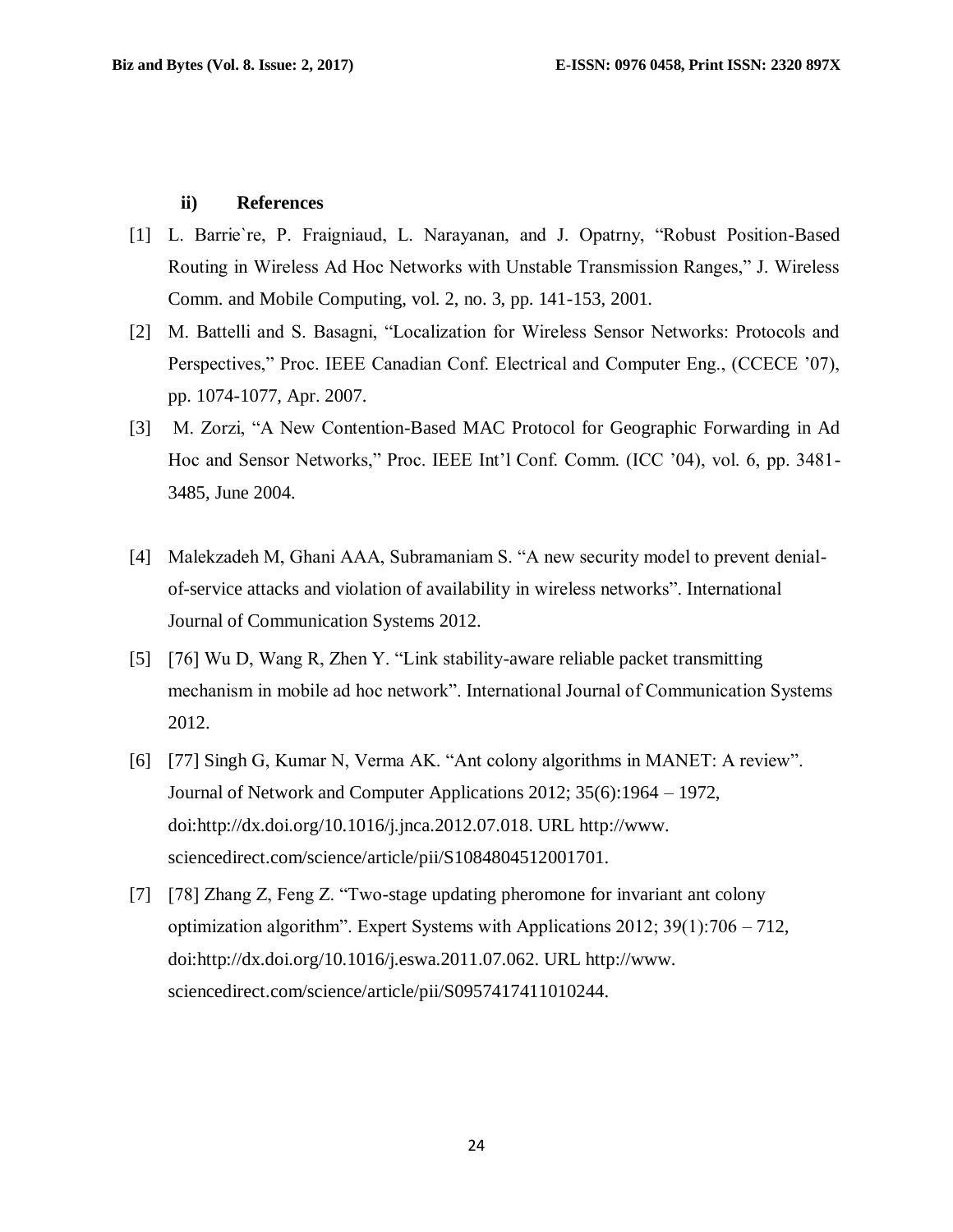### ii) References

[1] L. Barrie`re, P. Fraigniaud, L. Narayanan, and J. Opatrny, "Robust Position-Based Routing in Wireless Ad Hoc Networks with Unstable Transmission Ranges," J. Wireless Comm. and Mobile Computing, vol. 2, no. 3, pp. 141-153, 2001.

[2] M. Battelli and S. Basagni, "Localization for Wireless Sensor Networks: Protocols and Perspectives," Proc. IEEE Canadian Conf. Electrical and Computer Eng., (CCECE '07), pp. 1074-1077, Apr. 2007.

[3] M. Zorzi, "A New Contention-Based MAC Protocol for Geographic Forwarding in Ad Hoc and Sensor Networks," Proc. IEEE Int'l Conf. Comm. (ICC '04), vol. 6, pp. 3481-3485, June 2004.

[4] Malekzadeh M, Ghani AAA, Subramaniam S. "A new security model to prevent denial-of-service attacks and violation of availability in wireless networks". International Journal of Communication Systems 2012.

[5] [76] Wu D, Wang R, Zhen Y. "Link stability-aware reliable packet transmitting mechanism in mobile ad hoc network". International Journal of Communication Systems 2012.

[6] [77] Singh G, Kumar N, Verma AK. "Ant colony algorithms in MANET: A review". Journal of Network and Computer Applications 2012; 35(6):1964 – 1972, doi:http://dx.doi.org/10.1016/j.jnca.2012.07.018. URL http://www.sciencedirect.com/science/article/pii/S1084804512001701.

[7] [78] Zhang Z, Feng Z. "Two-stage updating pheromone for invariant ant colony optimization algorithm". Expert Systems with Applications 2012; 39(1):706 – 712, doi:http://dx.doi.org/10.1016/j.eswa.2011.07.062. URL http://www.sciencedirect.com/science/article/pii/S0957417411010244.